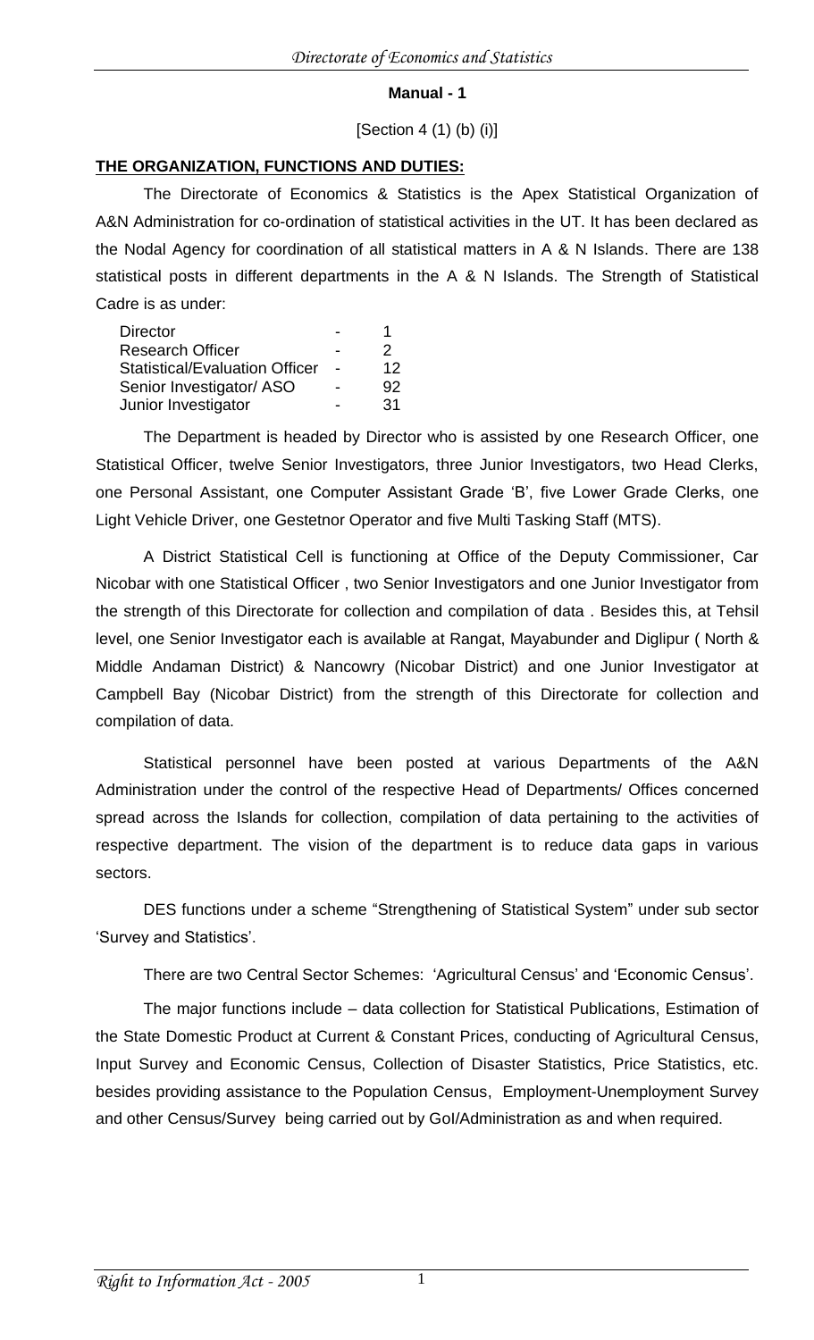**Manual - 1**

[Section 4 (1) (b) (i)]

**THE ORGANIZATION, FUNCTIONS AND DUTIES:**

The Directorate of Economics & Statistics is the Apex Statistical Organization of A&N Administration for co-ordination of statistical activities in the UT. It has been declared as the Nodal Agency for coordination of all statistical matters in A & N Islands. There are 138 statistical posts in different departments in the A & N Islands. The Strength of Statistical Cadre is as under:

| | | |
|---|---|---|
| Director | - | 1 |
| Research Officer | - | 2 |
| Statistical/Evaluation Officer | - | 12 |
| Senior Investigator/ ASO | - | 92 |
| Junior Investigator | - | 31 |

The Department is headed by Director who is assisted by one Research Officer, one Statistical Officer, twelve Senior Investigators, three Junior Investigators, two Head Clerks, one Personal Assistant, one Computer Assistant Grade 'B', five Lower Grade Clerks, one Light Vehicle Driver, one Gestetnor Operator and five Multi Tasking Staff (MTS).

A District Statistical Cell is functioning at Office of the Deputy Commissioner, Car Nicobar with one Statistical Officer , two Senior Investigators and one Junior Investigator from the strength of this Directorate for collection and compilation of data . Besides this, at Tehsil level, one Senior Investigator each is available at Rangat, Mayabunder and Diglipur ( North & Middle Andaman District) & Nancowry (Nicobar District) and one Junior Investigator at Campbell Bay (Nicobar District) from the strength of this Directorate for collection and compilation of data.

Statistical personnel have been posted at various Departments of the A&N Administration under the control of the respective Head of Departments/ Offices concerned spread across the Islands for collection, compilation of data pertaining to the activities of respective department. The vision of the department is to reduce data gaps in various sectors.

DES functions under a scheme "Strengthening of Statistical System" under sub sector 'Survey and Statistics'.

There are two Central Sector Schemes: 'Agricultural Census' and 'Economic Census'.

The major functions include – data collection for Statistical Publications, Estimation of the State Domestic Product at Current & Constant Prices, conducting of Agricultural Census, Input Survey and Economic Census, Collection of Disaster Statistics, Price Statistics, etc. besides providing assistance to the Population Census, Employment-Unemployment Survey and other Census/Survey being carried out by GoI/Administration as and when required.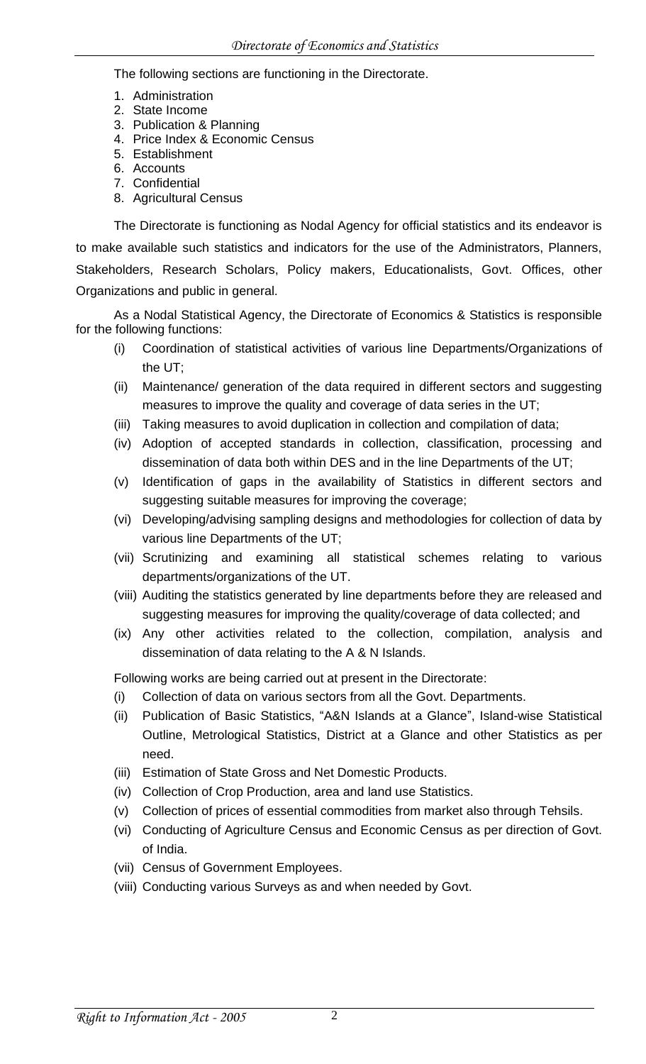The following sections are functioning in the Directorate.

1. Administration
2. State Income
3. Publication & Planning
4. Price Index & Economic Census
5. Establishment
6. Accounts
7. Confidential
8. Agricultural Census

The Directorate is functioning as Nodal Agency for official statistics and its endeavor is to make available such statistics and indicators for the use of the Administrators, Planners, Stakeholders, Research Scholars, Policy makers, Educationalists, Govt. Offices, other Organizations and public in general.

As a Nodal Statistical Agency, the Directorate of Economics & Statistics is responsible for the following functions:

(i) Coordination of statistical activities of various line Departments/Organizations of the UT;
(ii) Maintenance/ generation of the data required in different sectors and suggesting measures to improve the quality and coverage of data series in the UT;
(iii) Taking measures to avoid duplication in collection and compilation of data;
(iv) Adoption of accepted standards in collection, classification, processing and dissemination of data both within DES and in the line Departments of the UT;
(v) Identification of gaps in the availability of Statistics in different sectors and suggesting suitable measures for improving the coverage;
(vi) Developing/advising sampling designs and methodologies for collection of data by various line Departments of the UT;
(vii) Scrutinizing and examining all statistical schemes relating to various departments/organizations of the UT.
(viii) Auditing the statistics generated by line departments before they are released and suggesting measures for improving the quality/coverage of data collected; and
(ix) Any other activities related to the collection, compilation, analysis and dissemination of data relating to the A & N Islands.

Following works are being carried out at present in the Directorate:

(i) Collection of data on various sectors from all the Govt. Departments.
(ii) Publication of Basic Statistics, "A&N Islands at a Glance", Island-wise Statistical Outline, Metrological Statistics, District at a Glance and other Statistics as per need.
(iii) Estimation of State Gross and Net Domestic Products.
(iv) Collection of Crop Production, area and land use Statistics.
(v) Collection of prices of essential commodities from market also through Tehsils.
(vi) Conducting of Agriculture Census and Economic Census as per direction of Govt. of India.
(vii) Census of Government Employees.
(viii) Conducting various Surveys as and when needed by Govt.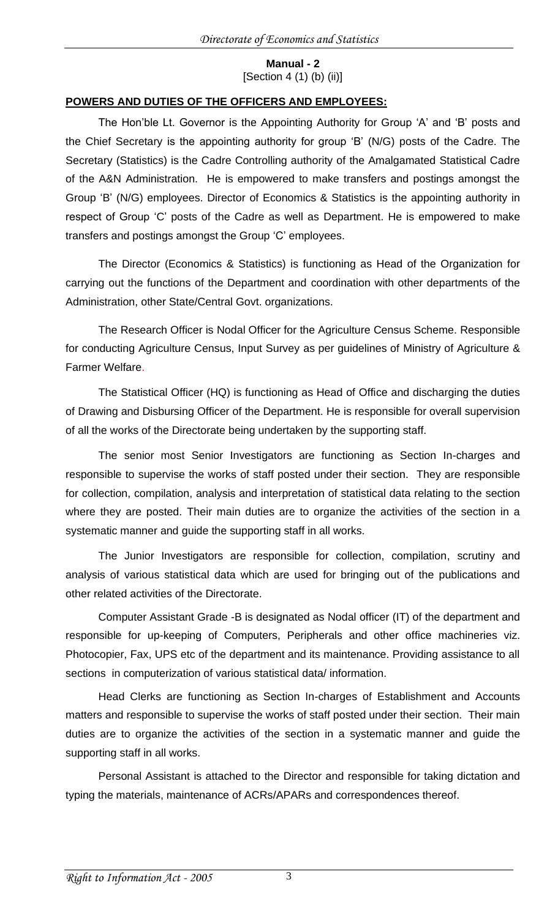**Manual - 2**
[Section 4 (1) (b) (ii)]

**POWERS AND DUTIES OF THE OFFICERS AND EMPLOYEES:**

The Hon'ble Lt. Governor is the Appointing Authority for Group 'A' and 'B' posts and the Chief Secretary is the appointing authority for group 'B' (N/G) posts of the Cadre. The Secretary (Statistics) is the Cadre Controlling authority of the Amalgamated Statistical Cadre of the A&N Administration. He is empowered to make transfers and postings amongst the Group 'B' (N/G) employees. Director of Economics & Statistics is the appointing authority in respect of Group 'C' posts of the Cadre as well as Department. He is empowered to make transfers and postings amongst the Group 'C' employees.

The Director (Economics & Statistics) is functioning as Head of the Organization for carrying out the functions of the Department and coordination with other departments of the Administration, other State/Central Govt. organizations.

The Research Officer is Nodal Officer for the Agriculture Census Scheme. Responsible for conducting Agriculture Census, Input Survey as per guidelines of Ministry of Agriculture & Farmer Welfare.

The Statistical Officer (HQ) is functioning as Head of Office and discharging the duties of Drawing and Disbursing Officer of the Department. He is responsible for overall supervision of all the works of the Directorate being undertaken by the supporting staff.

The senior most Senior Investigators are functioning as Section In-charges and responsible to supervise the works of staff posted under their section. They are responsible for collection, compilation, analysis and interpretation of statistical data relating to the section where they are posted. Their main duties are to organize the activities of the section in a systematic manner and guide the supporting staff in all works.

The Junior Investigators are responsible for collection, compilation, scrutiny and analysis of various statistical data which are used for bringing out of the publications and other related activities of the Directorate.

Computer Assistant Grade -B is designated as Nodal officer (IT) of the department and responsible for up-keeping of Computers, Peripherals and other office machineries viz. Photocopier, Fax, UPS etc of the department and its maintenance. Providing assistance to all sections in computerization of various statistical data/ information.

Head Clerks are functioning as Section In-charges of Establishment and Accounts matters and responsible to supervise the works of staff posted under their section. Their main duties are to organize the activities of the section in a systematic manner and guide the supporting staff in all works.

Personal Assistant is attached to the Director and responsible for taking dictation and typing the materials, maintenance of ACRs/APARs and correspondences thereof.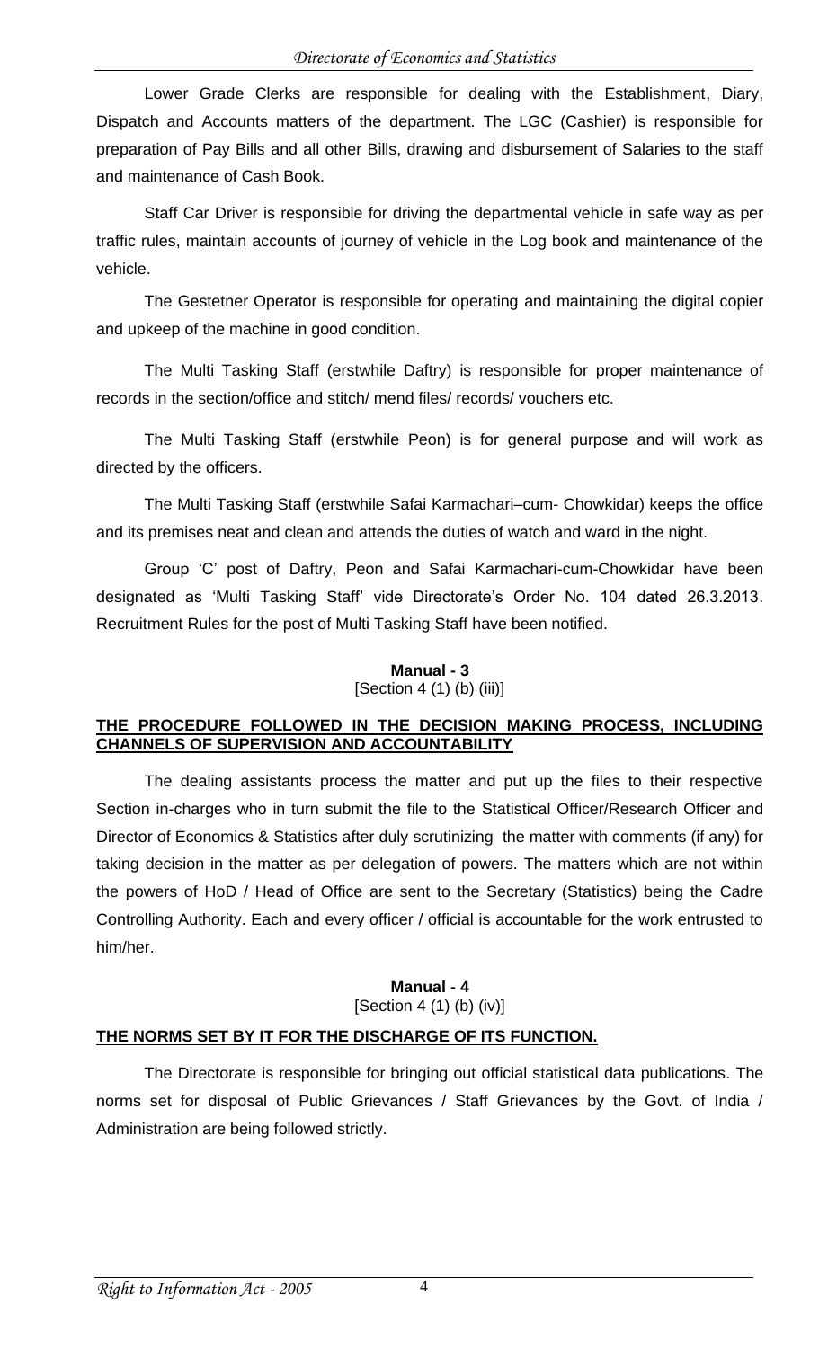Lower Grade Clerks are responsible for dealing with the Establishment, Diary, Dispatch and Accounts matters of the department. The LGC (Cashier) is responsible for preparation of Pay Bills and all other Bills, drawing and disbursement of Salaries to the staff and maintenance of Cash Book.

Staff Car Driver is responsible for driving the departmental vehicle in safe way as per traffic rules, maintain accounts of journey of vehicle in the Log book and maintenance of the vehicle.

The Gestetner Operator is responsible for operating and maintaining the digital copier and upkeep of the machine in good condition.

The Multi Tasking Staff (erstwhile Daftry) is responsible for proper maintenance of records in the section/office and stitch/ mend files/ records/ vouchers etc.

The Multi Tasking Staff (erstwhile Peon) is for general purpose and will work as directed by the officers.

The Multi Tasking Staff (erstwhile Safai Karmachari–cum- Chowkidar) keeps the office and its premises neat and clean and attends the duties of watch and ward in the night.

Group 'C' post of Daftry, Peon and Safai Karmachari-cum-Chowkidar have been designated as 'Multi Tasking Staff' vide Directorate's Order No. 104 dated 26.3.2013. Recruitment Rules for the post of Multi Tasking Staff have been notified.

**Manual - 3**
[Section 4 (1) (b) (iii)]

**THE PROCEDURE FOLLOWED IN THE DECISION MAKING PROCESS, INCLUDING CHANNELS OF SUPERVISION AND ACCOUNTABILITY**

The dealing assistants process the matter and put up the files to their respective Section in-charges who in turn submit the file to the Statistical Officer/Research Officer and Director of Economics & Statistics after duly scrutinizing the matter with comments (if any) for taking decision in the matter as per delegation of powers. The matters which are not within the powers of HoD / Head of Office are sent to the Secretary (Statistics) being the Cadre Controlling Authority. Each and every officer / official is accountable for the work entrusted to him/her.

**Manual - 4**
[Section 4 (1) (b) (iv)]

**THE NORMS SET BY IT FOR THE DISCHARGE OF ITS FUNCTION.**

The Directorate is responsible for bringing out official statistical data publications. The norms set for disposal of Public Grievances / Staff Grievances by the Govt. of India / Administration are being followed strictly.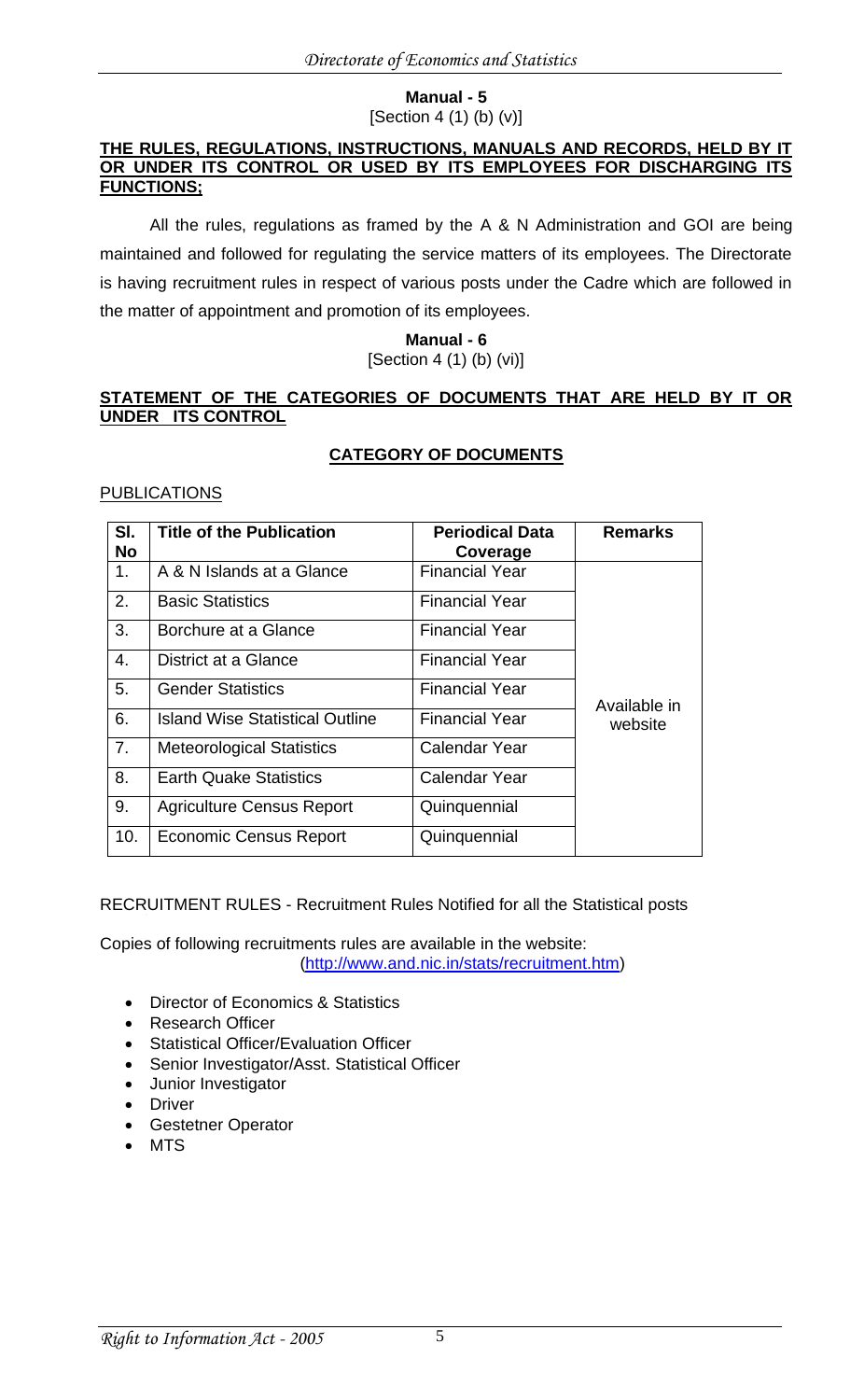**Manual - 5**

[Section 4 (1) (b) (v)]

**THE RULES, REGULATIONS, INSTRUCTIONS, MANUALS AND RECORDS, HELD BY IT OR UNDER ITS CONTROL OR USED BY ITS EMPLOYEES FOR DISCHARGING ITS FUNCTIONS;**

All the rules, regulations as framed by the A & N Administration and GOI are being maintained and followed for regulating the service matters of its employees. The Directorate is having recruitment rules in respect of various posts under the Cadre which are followed in the matter of appointment and promotion of its employees.

**Manual - 6**

[Section 4 (1) (b) (vi)]

**STATEMENT OF THE CATEGORIES OF DOCUMENTS THAT ARE HELD BY IT OR UNDER ITS CONTROL**

**CATEGORY OF DOCUMENTS**

PUBLICATIONS

| Sl. No | Title of the Publication | Periodical Data Coverage | Remarks |
|---|---|---|---|
| 1. | A & N Islands at a Glance | Financial Year | Available in website |
| 2. | Basic Statistics | Financial Year | |
| 3. | Borchure at a Glance | Financial Year | |
| 4. | District at a Glance | Financial Year | |
| 5. | Gender Statistics | Financial Year | |
| 6. | Island Wise Statistical Outline | Financial Year | |
| 7. | Meteorological Statistics | Calendar Year | |
| 8. | Earth Quake Statistics | Calendar Year | |
| 9. | Agriculture Census Report | Quinquennial | |
| 10. | Economic Census Report | Quinquennial | |

RECRUITMENT RULES - Recruitment Rules Notified for all the Statistical posts

Copies of following recruitments rules are available in the website:
(http://www.and.nic.in/stats/recruitment.htm)

- Director of Economics & Statistics
- Research Officer
- Statistical Officer/Evaluation Officer
- Senior Investigator/Asst. Statistical Officer
- Junior Investigator
- Driver
- Gestetner Operator
- MTS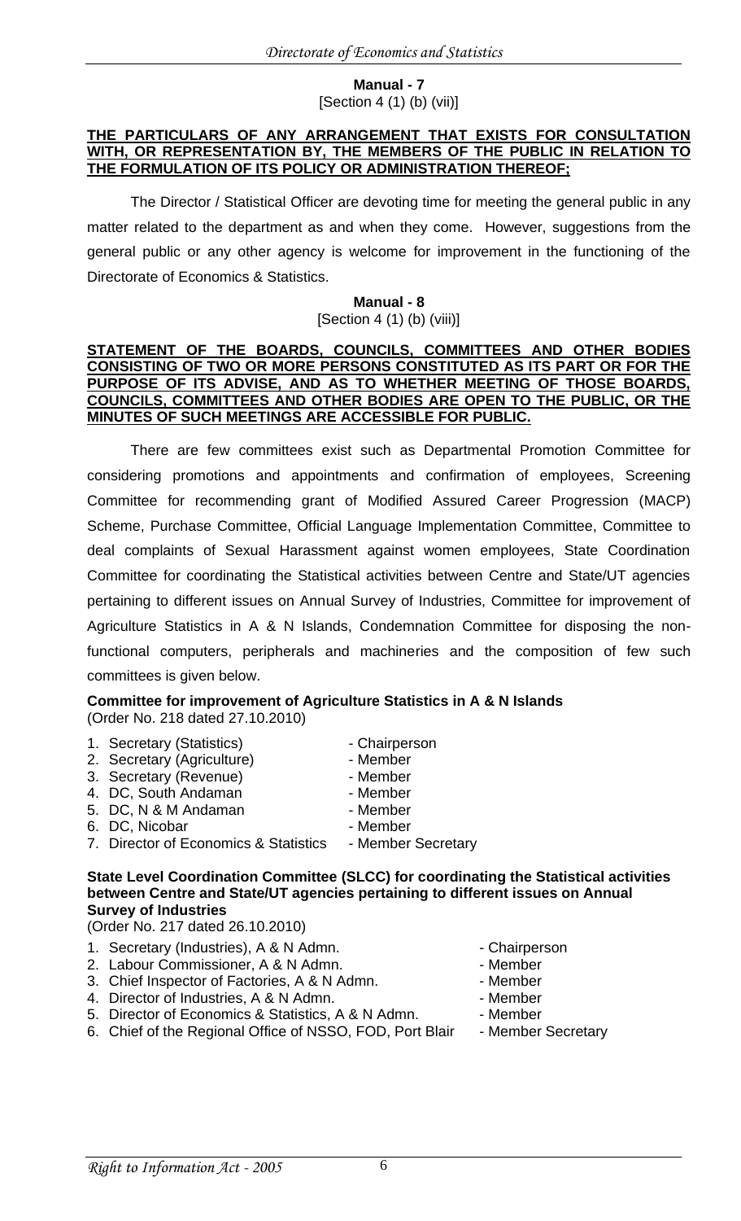**Manual - 7**

[Section 4 (1) (b) (vii)]

**THE PARTICULARS OF ANY ARRANGEMENT THAT EXISTS FOR CONSULTATION WITH, OR REPRESENTATION BY, THE MEMBERS OF THE PUBLIC IN RELATION TO THE FORMULATION OF ITS POLICY OR ADMINISTRATION THEREOF;**

The Director / Statistical Officer are devoting time for meeting the general public in any matter related to the department as and when they come. However, suggestions from the general public or any other agency is welcome for improvement in the functioning of the Directorate of Economics & Statistics.

**Manual - 8**

[Section 4 (1) (b) (viii)]

**STATEMENT OF THE BOARDS, COUNCILS, COMMITTEES AND OTHER BODIES CONSISTING OF TWO OR MORE PERSONS CONSTITUTED AS ITS PART OR FOR THE PURPOSE OF ITS ADVISE, AND AS TO WHETHER MEETING OF THOSE BOARDS, COUNCILS, COMMITTEES AND OTHER BODIES ARE OPEN TO THE PUBLIC, OR THE MINUTES OF SUCH MEETINGS ARE ACCESSIBLE FOR PUBLIC.**

There are few committees exist such as Departmental Promotion Committee for considering promotions and appointments and confirmation of employees, Screening Committee for recommending grant of Modified Assured Career Progression (MACP) Scheme, Purchase Committee, Official Language Implementation Committee, Committee to deal complaints of Sexual Harassment against women employees, State Coordination Committee for coordinating the Statistical activities between Centre and State/UT agencies pertaining to different issues on Annual Survey of Industries, Committee for improvement of Agriculture Statistics in A & N Islands, Condemnation Committee for disposing the non-functional computers, peripherals and machineries and the composition of few such committees is given below.

**Committee for improvement of Agriculture Statistics in A & N Islands**
(Order No. 218 dated 27.10.2010)

1. Secretary (Statistics) - Chairperson
2. Secretary (Agriculture) - Member
3. Secretary (Revenue) - Member
4. DC, South Andaman - Member
5. DC, N & M Andaman - Member
6. DC, Nicobar - Member
7. Director of Economics & Statistics - Member Secretary

**State Level Coordination Committee (SLCC) for coordinating the Statistical activities between Centre and State/UT agencies pertaining to different issues on Annual Survey of Industries**
(Order No. 217 dated 26.10.2010)

1. Secretary (Industries), A & N Admn. - Chairperson
2. Labour Commissioner, A & N Admn. - Member
3. Chief Inspector of Factories, A & N Admn. - Member
4. Director of Industries, A & N Admn. - Member
5. Director of Economics & Statistics, A & N Admn. - Member
6. Chief of the Regional Office of NSSO, FOD, Port Blair - Member Secretary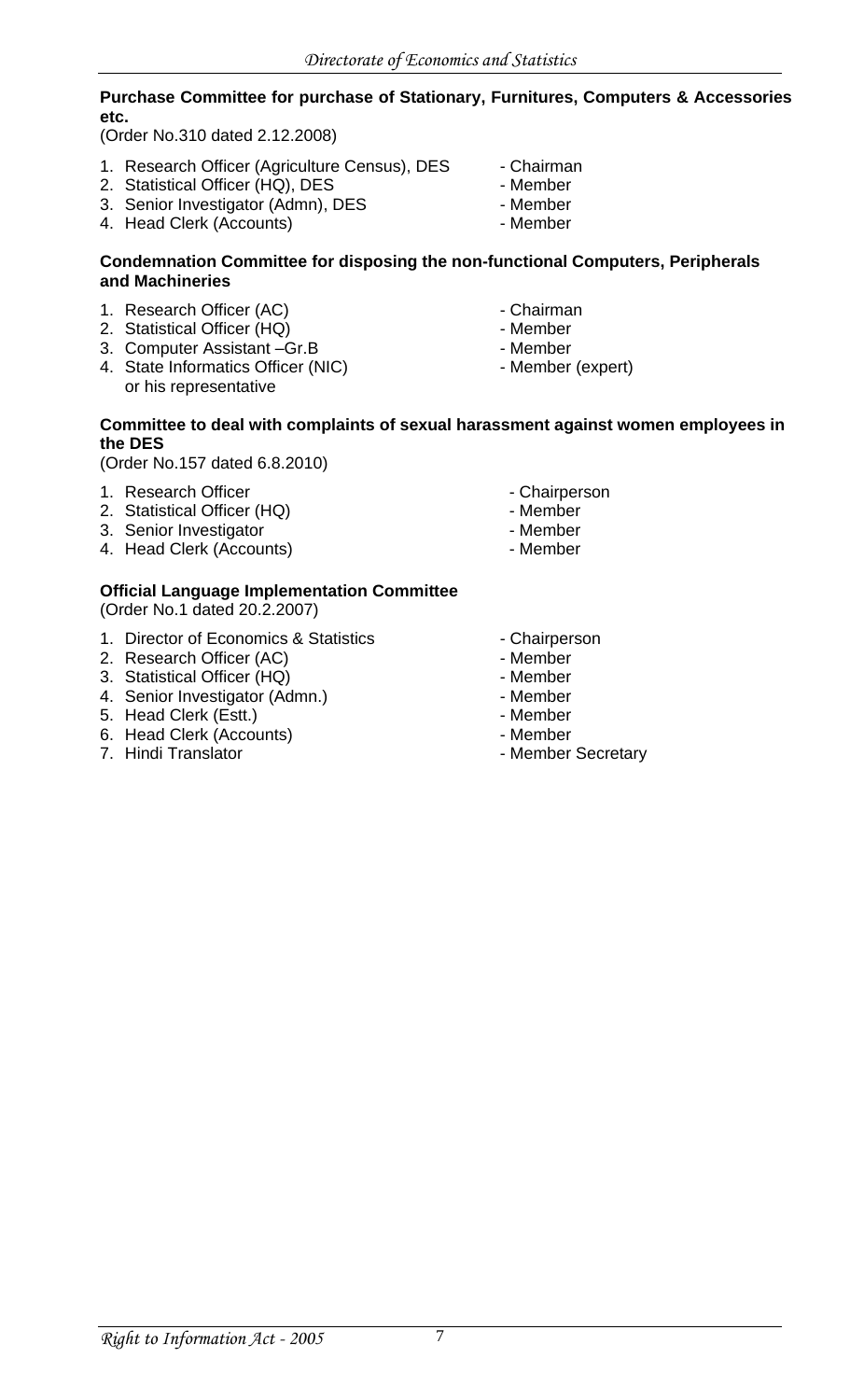**Purchase Committee for purchase of Stationary, Furnitures, Computers & Accessories etc.**

(Order No.310 dated 2.12.2008)

1. Research Officer (Agriculture Census), DES - Chairman
2. Statistical Officer (HQ), DES - Member
3. Senior Investigator (Admn), DES - Member
4. Head Clerk (Accounts) - Member

**Condemnation Committee for disposing the non-functional Computers, Peripherals and Machineries**

1. Research Officer (AC) - Chairman
2. Statistical Officer (HQ) - Member
3. Computer Assistant –Gr.B - Member
4. State Informatics Officer (NIC) or his representative - Member (expert)

**Committee to deal with complaints of sexual harassment against women employees in the DES**

(Order No.157 dated 6.8.2010)

1. Research Officer - Chairperson
2. Statistical Officer (HQ) - Member
3. Senior Investigator - Member
4. Head Clerk (Accounts) - Member

**Official Language Implementation Committee**

(Order No.1 dated 20.2.2007)

1. Director of Economics & Statistics - Chairperson
2. Research Officer (AC) - Member
3. Statistical Officer (HQ) - Member
4. Senior Investigator (Admn.) - Member
5. Head Clerk (Estt.) - Member
6. Head Clerk (Accounts) - Member
7. Hindi Translator - Member Secretary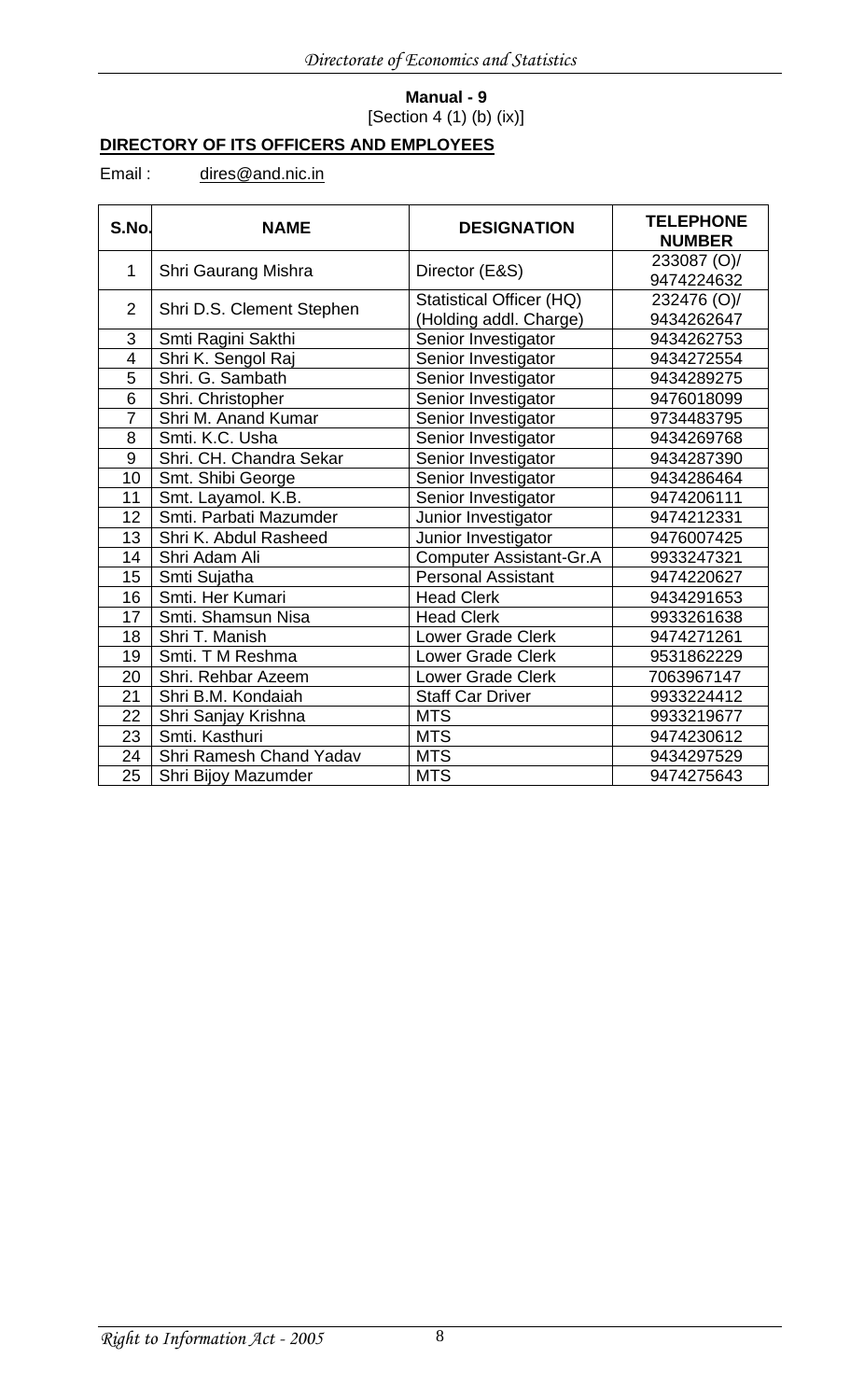**Manual - 9**
[Section 4 (1) (b) (ix)]

## DIRECTORY OF ITS OFFICERS AND EMPLOYEES

Email : dires@and.nic.in

| S.No. | NAME | DESIGNATION | TELEPHONE NUMBER |
|---|---|---|---|
| 1 | Shri Gaurang Mishra | Director (E&S) | 233087 (O)/ 9474224632 |
| 2 | Shri D.S. Clement Stephen | Statistical Officer (HQ) (Holding addl. Charge) | 232476 (O)/ 9434262647 |
| 3 | Smti Ragini Sakthi | Senior Investigator | 9434262753 |
| 4 | Shri K. Sengol Raj | Senior Investigator | 9434272554 |
| 5 | Shri. G. Sambath | Senior Investigator | 9434289275 |
| 6 | Shri. Christopher | Senior Investigator | 9476018099 |
| 7 | Shri M. Anand Kumar | Senior Investigator | 9734483795 |
| 8 | Smti. K.C. Usha | Senior Investigator | 9434269768 |
| 9 | Shri. CH. Chandra Sekar | Senior Investigator | 9434287390 |
| 10 | Smt. Shibi George | Senior Investigator | 9434286464 |
| 11 | Smt. Layamol. K.B. | Senior Investigator | 9474206111 |
| 12 | Smti. Parbati Mazumder | Junior Investigator | 9474212331 |
| 13 | Shri K. Abdul Rasheed | Junior Investigator | 9476007425 |
| 14 | Shri Adam Ali | Computer Assistant-Gr.A | 9933247321 |
| 15 | Smti Sujatha | Personal Assistant | 9474220627 |
| 16 | Smti. Her Kumari | Head Clerk | 9434291653 |
| 17 | Smti. Shamsun Nisa | Head Clerk | 9933261638 |
| 18 | Shri T. Manish | Lower Grade Clerk | 9474271261 |
| 19 | Smti. T M Reshma | Lower Grade Clerk | 9531862229 |
| 20 | Shri. Rehbar Azeem | Lower Grade Clerk | 7063967147 |
| 21 | Shri B.M. Kondaiah | Staff Car Driver | 9933224412 |
| 22 | Shri Sanjay Krishna | MTS | 9933219677 |
| 23 | Smti. Kasthuri | MTS | 9474230612 |
| 24 | Shri Ramesh Chand Yadav | MTS | 9434297529 |
| 25 | Shri Bijoy Mazumder | MTS | 9474275643 |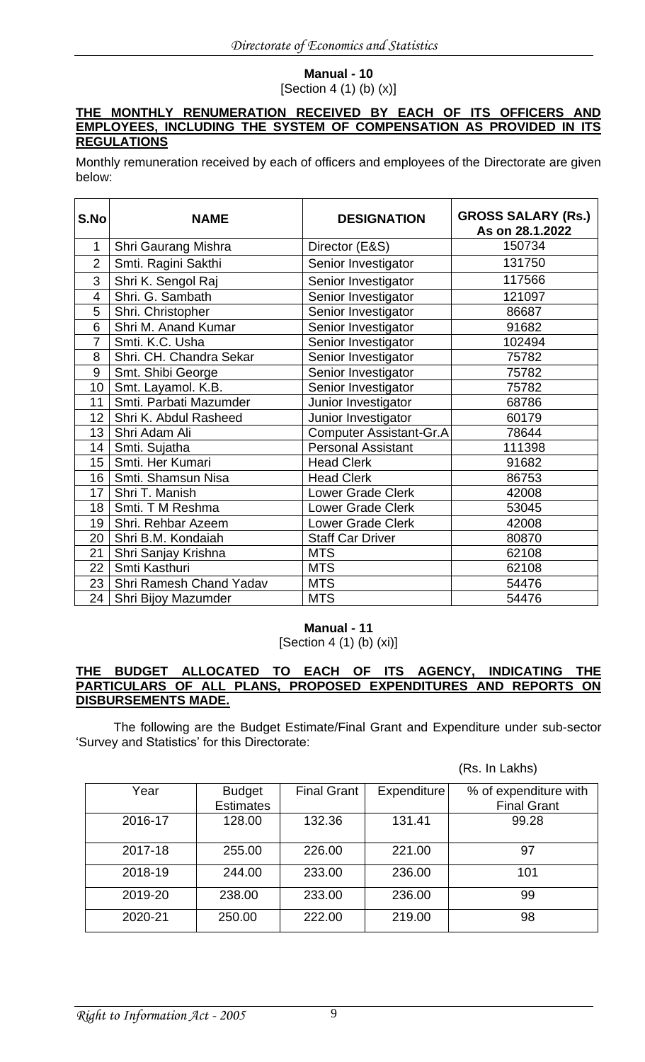## Manual - 10

[Section 4 (1) (b) (x)]

**THE MONTHLY RENUMERATION RECEIVED BY EACH OF ITS OFFICERS AND EMPLOYEES, INCLUDING THE SYSTEM OF COMPENSATION AS PROVIDED IN ITS REGULATIONS**

Monthly remuneration received by each of officers and employees of the Directorate are given below:

| S.No | NAME | DESIGNATION | GROSS SALARY (Rs.) As on 28.1.2022 |
|---|---|---|---|
| 1 | Shri Gaurang Mishra | Director (E&S) | 150734 |
| 2 | Smti. Ragini Sakthi | Senior Investigator | 131750 |
| 3 | Shri K. Sengol Raj | Senior Investigator | 117566 |
| 4 | Shri. G. Sambath | Senior Investigator | 121097 |
| 5 | Shri. Christopher | Senior Investigator | 86687 |
| 6 | Shri M. Anand Kumar | Senior Investigator | 91682 |
| 7 | Smti. K.C. Usha | Senior Investigator | 102494 |
| 8 | Shri. CH. Chandra Sekar | Senior Investigator | 75782 |
| 9 | Smt. Shibi George | Senior Investigator | 75782 |
| 10 | Smt. Layamol. K.B. | Senior Investigator | 75782 |
| 11 | Smti. Parbati Mazumder | Junior Investigator | 68786 |
| 12 | Shri K. Abdul Rasheed | Junior Investigator | 60179 |
| 13 | Shri Adam Ali | Computer Assistant-Gr.A | 78644 |
| 14 | Smti. Sujatha | Personal Assistant | 111398 |
| 15 | Smti. Her Kumari | Head Clerk | 91682 |
| 16 | Smti. Shamsun Nisa | Head Clerk | 86753 |
| 17 | Shri T. Manish | Lower Grade Clerk | 42008 |
| 18 | Smti. T M Reshma | Lower Grade Clerk | 53045 |
| 19 | Shri. Rehbar Azeem | Lower Grade Clerk | 42008 |
| 20 | Shri B.M. Kondaiah | Staff Car Driver | 80870 |
| 21 | Shri Sanjay Krishna | MTS | 62108 |
| 22 | Smti Kasthuri | MTS | 62108 |
| 23 | Shri Ramesh Chand Yadav | MTS | 54476 |
| 24 | Shri Bijoy Mazumder | MTS | 54476 |

## Manual - 11

[Section 4 (1) (b) (xi)]

**THE BUDGET ALLOCATED TO EACH OF ITS AGENCY, INDICATING THE PARTICULARS OF ALL PLANS, PROPOSED EXPENDITURES AND REPORTS ON DISBURSEMENTS MADE.**

The following are the Budget Estimate/Final Grant and Expenditure under sub-sector 'Survey and Statistics' for this Directorate:

(Rs. In Lakhs)

| Year | Budget Estimates | Final Grant | Expenditure | % of expenditure with Final Grant |
|---|---|---|---|---|
| 2016-17 | 128.00 | 132.36 | 131.41 | 99.28 |
| 2017-18 | 255.00 | 226.00 | 221.00 | 97 |
| 2018-19 | 244.00 | 233.00 | 236.00 | 101 |
| 2019-20 | 238.00 | 233.00 | 236.00 | 99 |
| 2020-21 | 250.00 | 222.00 | 219.00 | 98 |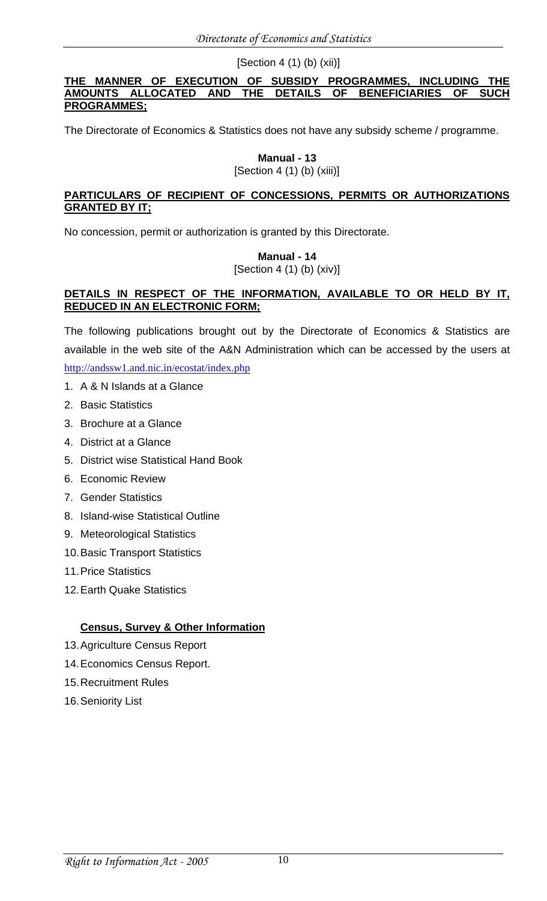[Section 4 (1) (b) (xii)]

**THE MANNER OF EXECUTION OF SUBSIDY PROGRAMMES, INCLUDING THE AMOUNTS ALLOCATED AND THE DETAILS OF BENEFICIARIES OF SUCH PROGRAMMES;**

The Directorate of Economics & Statistics does not have any subsidy scheme / programme.

**Manual - 13**

[Section 4 (1) (b) (xiii)]

**PARTICULARS OF RECIPIENT OF CONCESSIONS, PERMITS OR AUTHORIZATIONS GRANTED BY IT;**

No concession, permit or authorization is granted by this Directorate.

**Manual - 14**

[Section 4 (1) (b) (xiv)]

**DETAILS IN RESPECT OF THE INFORMATION, AVAILABLE TO OR HELD BY IT, REDUCED IN AN ELECTRONIC FORM;**

The following publications brought out by the Directorate of Economics & Statistics are available in the web site of the A&N Administration which can be accessed by the users at http://andssw1.and.nic.in/ecostat/index.php

1. A & N Islands at a Glance
2. Basic Statistics
3. Brochure at a Glance
4. District at a Glance
5. District wise Statistical Hand Book
6. Economic Review
7. Gender Statistics
8. Island-wise Statistical Outline
9. Meteorological Statistics
10. Basic Transport Statistics
11. Price Statistics
12. Earth Quake Statistics

**Census, Survey & Other Information**

13. Agriculture Census Report
14. Economics Census Report.
15. Recruitment Rules
16. Seniority List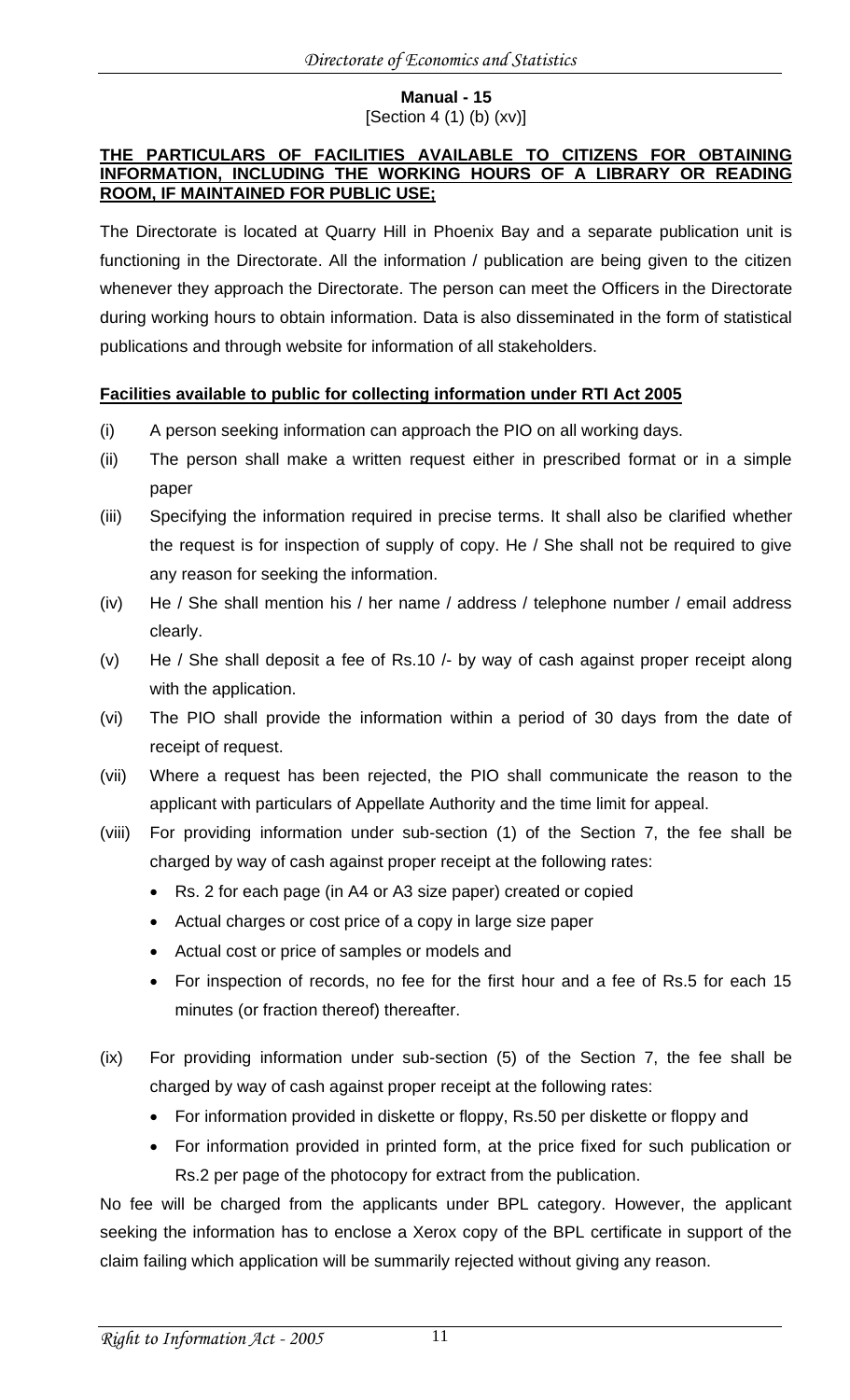**Manual - 15**
[Section 4 (1) (b) (xv)]

**THE PARTICULARS OF FACILITIES AVAILABLE TO CITIZENS FOR OBTAINING INFORMATION, INCLUDING THE WORKING HOURS OF A LIBRARY OR READING ROOM, IF MAINTAINED FOR PUBLIC USE;**

The Directorate is located at Quarry Hill in Phoenix Bay and a separate publication unit is functioning in the Directorate. All the information / publication are being given to the citizen whenever they approach the Directorate. The person can meet the Officers in the Directorate during working hours to obtain information. Data is also disseminated in the form of statistical publications and through website for information of all stakeholders.

**Facilities available to public for collecting information under RTI Act 2005**

(i) A person seeking information can approach the PIO on all working days.

(ii) The person shall make a written request either in prescribed format or in a simple paper

(iii) Specifying the information required in precise terms. It shall also be clarified whether the request is for inspection of supply of copy. He / She shall not be required to give any reason for seeking the information.

(iv) He / She shall mention his / her name / address / telephone number / email address clearly.

(v) He / She shall deposit a fee of Rs.10 /- by way of cash against proper receipt along with the application.

(vi) The PIO shall provide the information within a period of 30 days from the date of receipt of request.

(vii) Where a request has been rejected, the PIO shall communicate the reason to the applicant with particulars of Appellate Authority and the time limit for appeal.

(viii) For providing information under sub-section (1) of the Section 7, the fee shall be charged by way of cash against proper receipt at the following rates:
- Rs. 2 for each page (in A4 or A3 size paper) created or copied
- Actual charges or cost price of a copy in large size paper
- Actual cost or price of samples or models and
- For inspection of records, no fee for the first hour and a fee of Rs.5 for each 15 minutes (or fraction thereof) thereafter.

(ix) For providing information under sub-section (5) of the Section 7, the fee shall be charged by way of cash against proper receipt at the following rates:
- For information provided in diskette or floppy, Rs.50 per diskette or floppy and
- For information provided in printed form, at the price fixed for such publication or Rs.2 per page of the photocopy for extract from the publication.

No fee will be charged from the applicants under BPL category. However, the applicant seeking the information has to enclose a Xerox copy of the BPL certificate in support of the claim failing which application will be summarily rejected without giving any reason.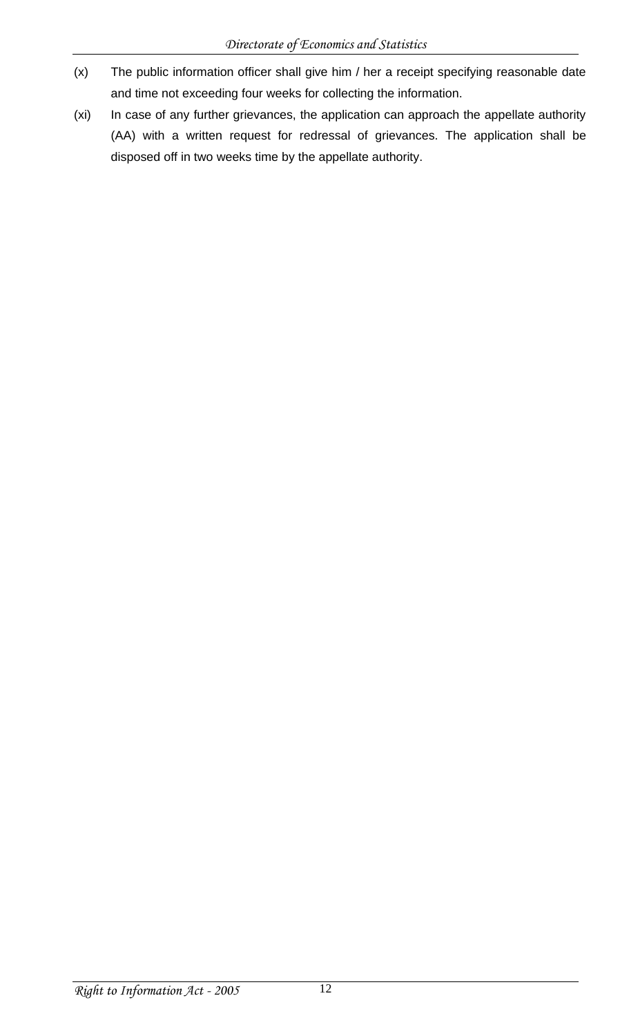(x) The public information officer shall give him / her a receipt specifying reasonable date and time not exceeding four weeks for collecting the information.

(xi) In case of any further grievances, the application can approach the appellate authority (AA) with a written request for redressal of grievances. The application shall be disposed off in two weeks time by the appellate authority.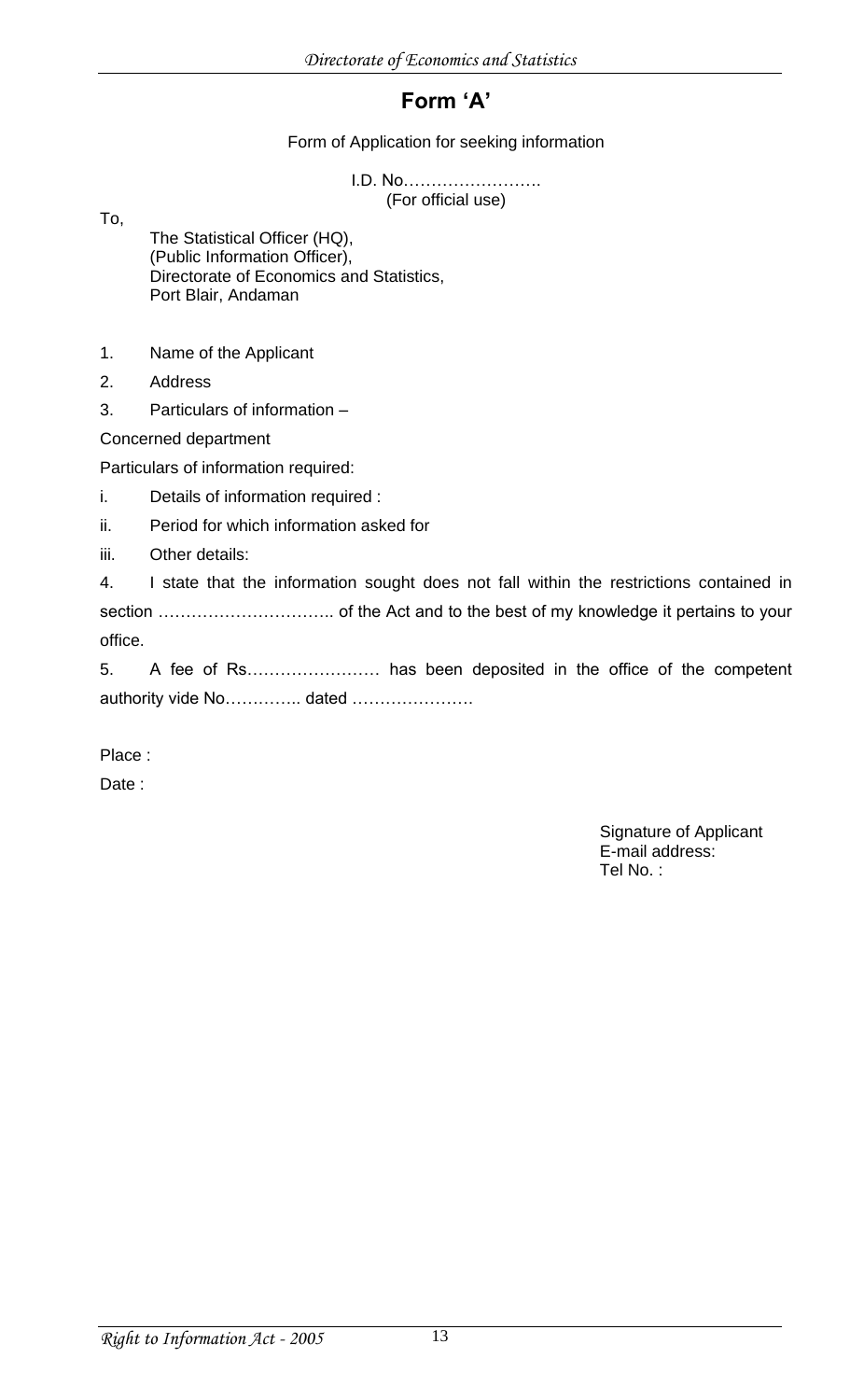# Form 'A'

Form of Application for seeking information

I.D. No…………………….
(For official use)

To,

The Statistical Officer (HQ),
(Public Information Officer),
Directorate of Economics and Statistics,
Port Blair, Andaman

1. Name of the Applicant
2. Address
3. Particulars of information –

Concerned department

Particulars of information required:

i. Details of information required :

ii. Period for which information asked for

iii. Other details:

4. I state that the information sought does not fall within the restrictions contained in section ………………………….. of the Act and to the best of my knowledge it pertains to your office.

5. A fee of Rs…………………… has been deposited in the office of the competent authority vide No………….. dated ………………….

Place :

Date :

Signature of Applicant
E-mail address:
Tel No. :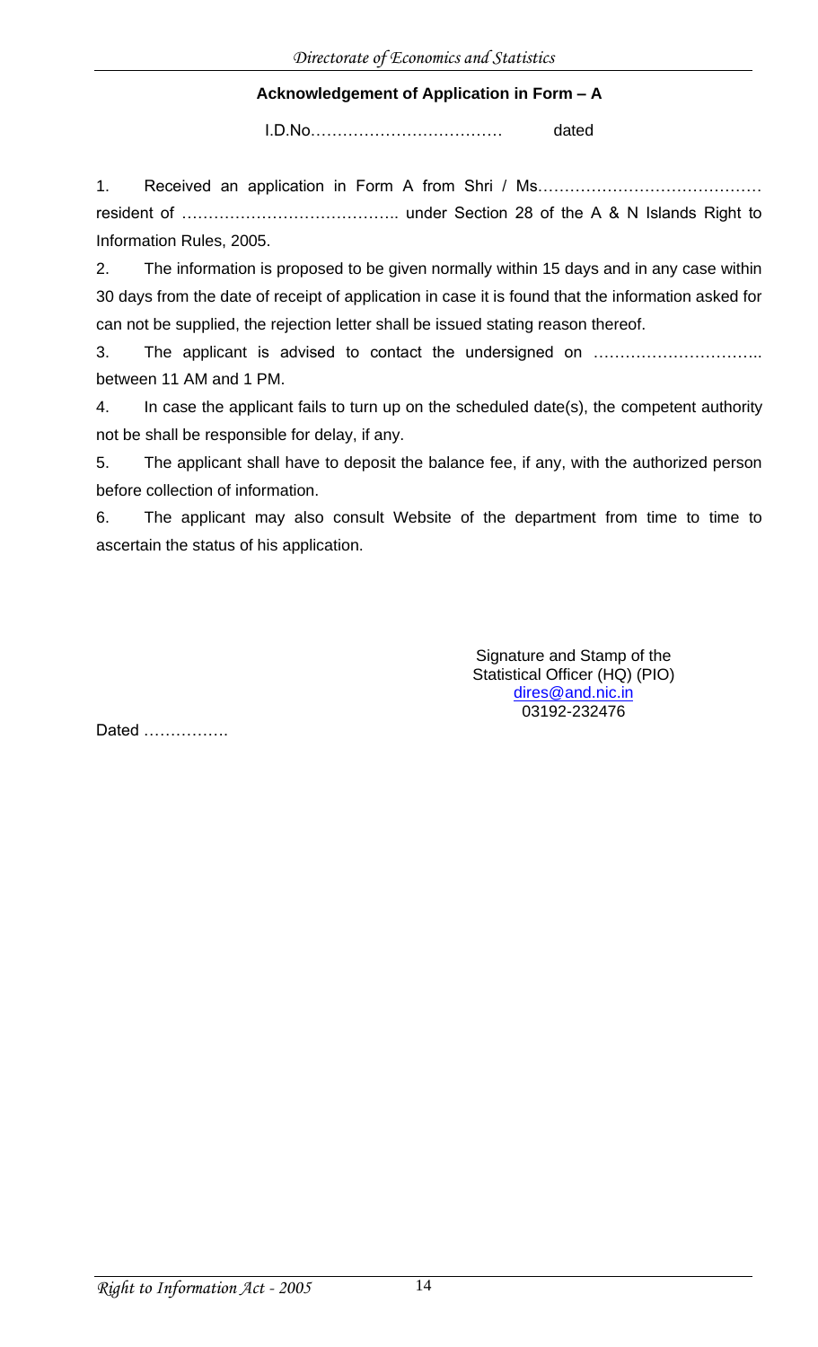**Acknowledgement of Application in Form – A**

I.D.No……………………………… dated

1. Received an application in Form A from Shri / Ms…………………………………… resident of ………………………………….. under Section 28 of the A & N Islands Right to Information Rules, 2005.

2. The information is proposed to be given normally within 15 days and in any case within 30 days from the date of receipt of application in case it is found that the information asked for can not be supplied, the rejection letter shall be issued stating reason thereof.

3. The applicant is advised to contact the undersigned on ………………………….. between 11 AM and 1 PM.

4. In case the applicant fails to turn up on the scheduled date(s), the competent authority not be shall be responsible for delay, if any.

5. The applicant shall have to deposit the balance fee, if any, with the authorized person before collection of information.

6. The applicant may also consult Website of the department from time to time to ascertain the status of his application.

Signature and Stamp of the
Statistical Officer (HQ) (PIO)
dires@and.nic.in
03192-232476

Dated …………….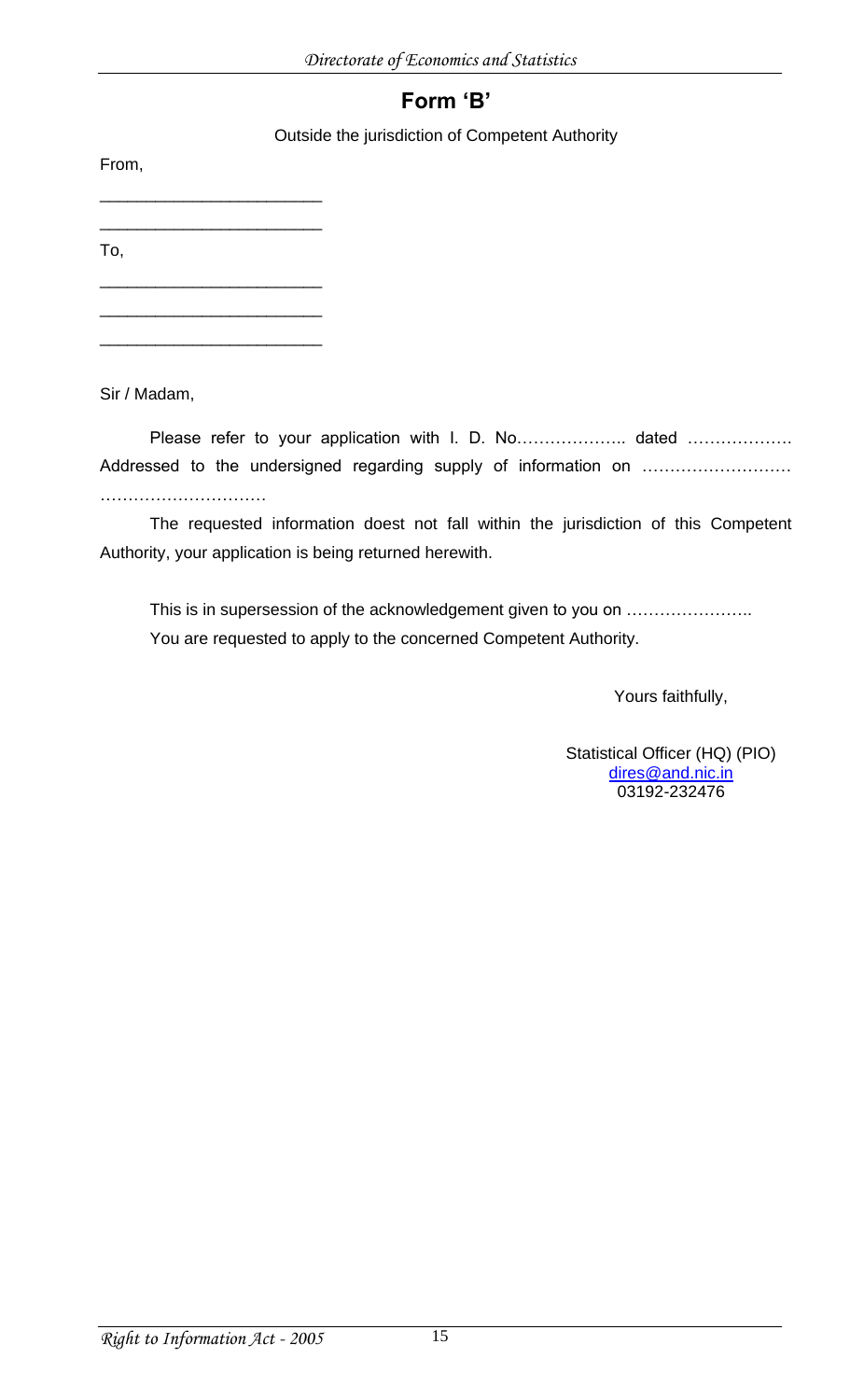# Form 'B'

Outside the jurisdiction of Competent Authority

From,

\_\_\_\_\_\_\_\_\_\_\_\_\_\_\_\_\_\_\_\_\_\_\_\_

\_\_\_\_\_\_\_\_\_\_\_\_\_\_\_\_\_\_\_\_\_\_\_\_

To,

\_\_\_\_\_\_\_\_\_\_\_\_\_\_\_\_\_\_\_\_\_\_\_\_

\_\_\_\_\_\_\_\_\_\_\_\_\_\_\_\_\_\_\_\_\_\_\_\_

\_\_\_\_\_\_\_\_\_\_\_\_\_\_\_\_\_\_\_\_\_\_\_\_

Sir / Madam,

Please refer to your application with I. D. No……………….. dated ………………. Addressed to the undersigned regarding supply of information on ……………………… …………………………

The requested information doest not fall within the jurisdiction of this Competent Authority, your application is being returned herewith.

This is in supersession of the acknowledgement given to you on …………………..

You are requested to apply to the concerned Competent Authority.

Yours faithfully,

Statistical Officer (HQ) (PIO)
dires@and.nic.in
03192-232476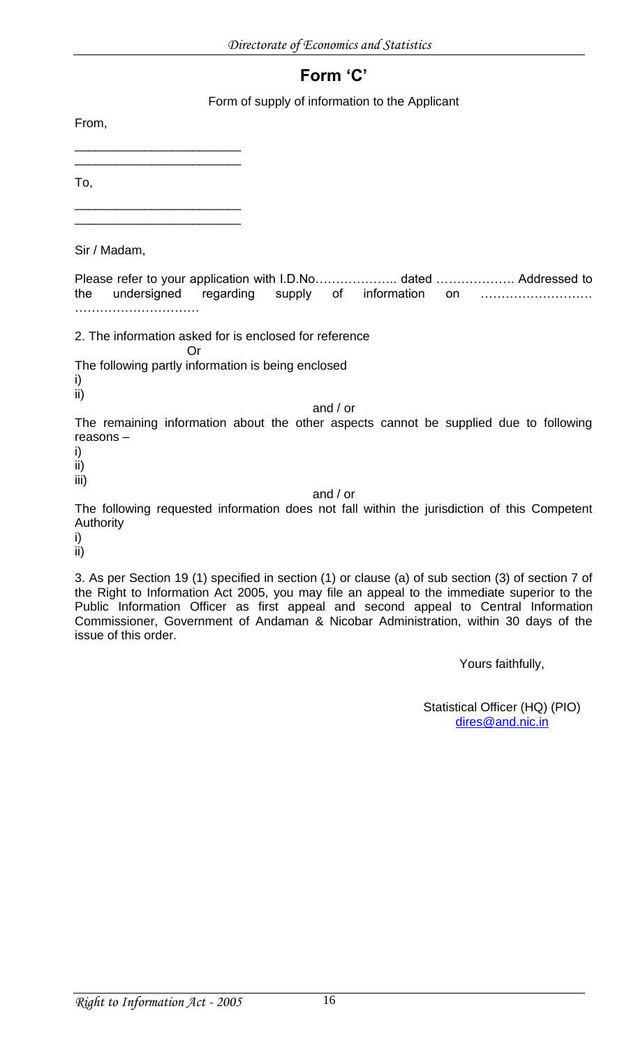# Form 'C'

Form of supply of information to the Applicant

From,

\_\_\_\_\_\_\_\_\_\_\_\_\_\_\_\_\_\_\_\_\_\_\_\_
\_\_\_\_\_\_\_\_\_\_\_\_\_\_\_\_\_\_\_\_\_\_\_\_

To,

\_\_\_\_\_\_\_\_\_\_\_\_\_\_\_\_\_\_\_\_\_\_\_\_
\_\_\_\_\_\_\_\_\_\_\_\_\_\_\_\_\_\_\_\_\_\_\_\_

Sir / Madam,

Please refer to your application with I.D.No……………….. dated ………………. Addressed to the undersigned regarding supply of information on ……………………… …………………………

2. The information asked for is enclosed for reference

Or

The following partly information is being enclosed

i)
ii)

and / or

The remaining information about the other aspects cannot be supplied due to following reasons –

i)
ii)
iii)

and / or

The following requested information does not fall within the jurisdiction of this Competent Authority

i)
ii)

3. As per Section 19 (1) specified in section (1) or clause (a) of sub section (3) of section 7 of the Right to Information Act 2005, you may file an appeal to the immediate superior to the Public Information Officer as first appeal and second appeal to Central Information Commissioner, Government of Andaman & Nicobar Administration, within 30 days of the issue of this order.

Yours faithfully,

Statistical Officer (HQ) (PIO)
dires@and.nic.in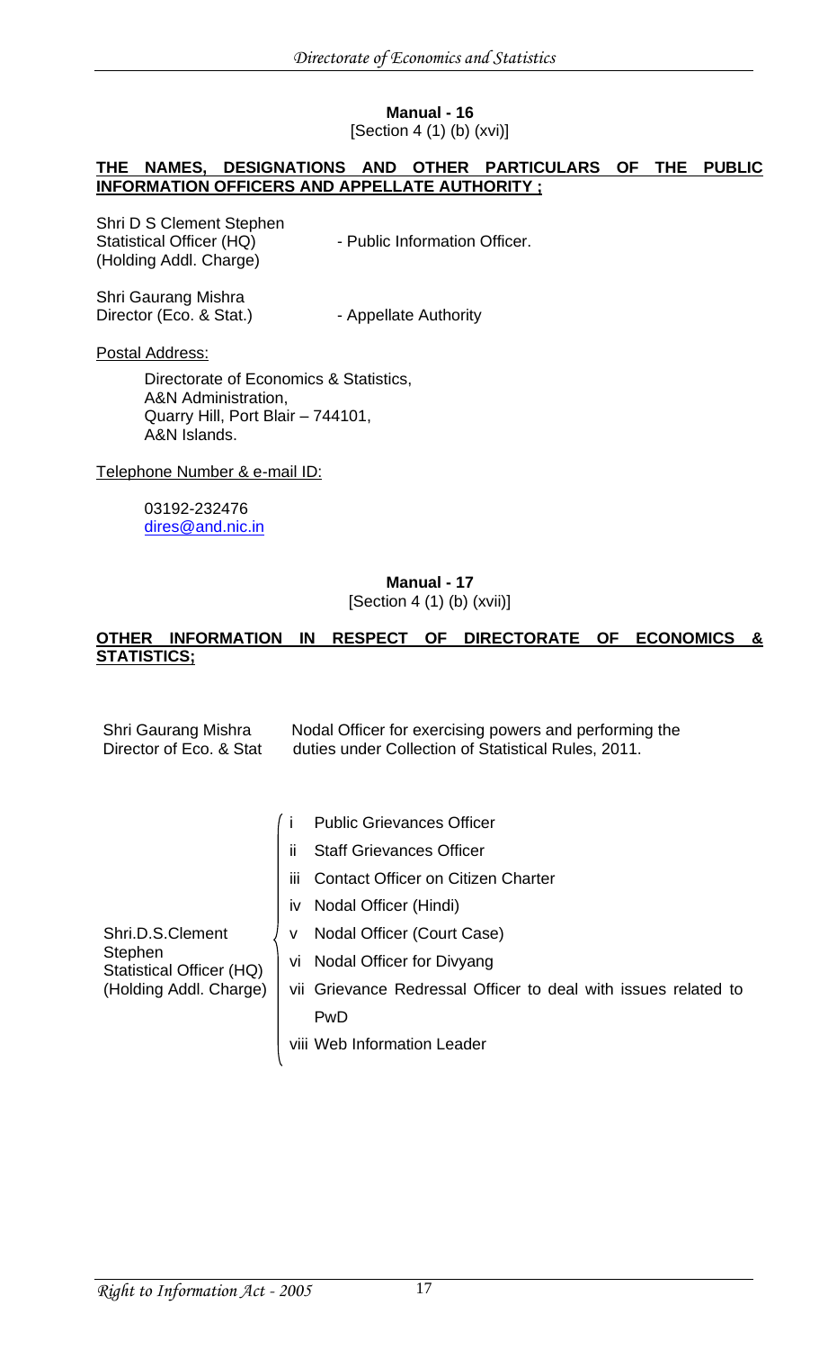## Manual - 16

[Section 4 (1) (b) (xvi)]

**THE NAMES, DESIGNATIONS AND OTHER PARTICULARS OF THE PUBLIC INFORMATION OFFICERS AND APPELLATE AUTHORITY ;**

Shri D S Clement Stephen
Statistical Officer (HQ) - Public Information Officer.
(Holding Addl. Charge)

Shri Gaurang Mishra
Director (Eco. & Stat.) - Appellate Authority

Postal Address:

Directorate of Economics & Statistics,
A&N Administration,
Quarry Hill, Port Blair – 744101,
A&N Islands.

Telephone Number & e-mail ID:

03192-232476
dires@and.nic.in

## Manual - 17

[Section 4 (1) (b) (xvii)]

**OTHER INFORMATION IN RESPECT OF DIRECTORATE OF ECONOMICS & STATISTICS;**

| | |
|---|---|
| Shri Gaurang Mishra<br>Director of Eco. & Stat | Nodal Officer for exercising powers and performing the duties under Collection of Statistical Rules, 2011. |

Shri.D.S.Clement Stephen
Statistical Officer (HQ)
(Holding Addl. Charge)

- i Public Grievances Officer
- ii Staff Grievances Officer
- iii Contact Officer on Citizen Charter
- iv Nodal Officer (Hindi)
- v Nodal Officer (Court Case)
- vi Nodal Officer for Divyang
- vii Grievance Redressal Officer to deal with issues related to PwD
- viii Web Information Leader